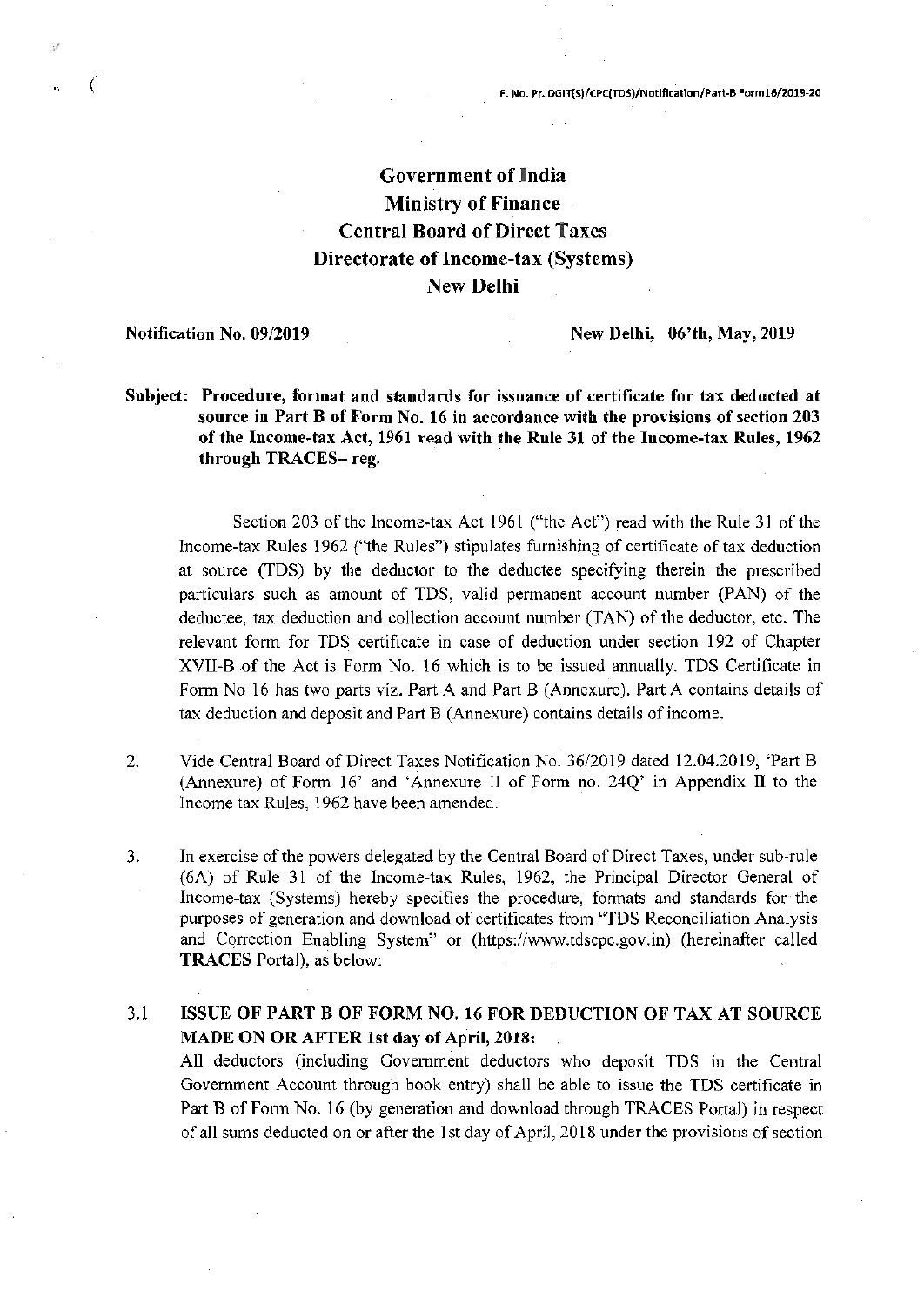F. No. Pr. DGIT(S)/CPC(TDS)/Notification/Part-B Form16/2019-20

# Government of India
## Ministry of Finance
## Central Board of Direct Taxes
## Directorate of Income-tax (Systems)
## New Delhi

**Notification No. 09/2019** **New Delhi, 06'th, May, 2019**

**Subject: Procedure, format and standards for issuance of certificate for tax deducted at source in Part B of Form No. 16 in accordance with the provisions of section 203 of the Income-tax Act, 1961 read with the Rule 31 of the Income-tax Rules, 1962 through TRACES– reg.**

Section 203 of the Income-tax Act 1961 ("the Act") read with the Rule 31 of the Income-tax Rules 1962 ("the Rules") stipulates furnishing of certificate of tax deduction at source (TDS) by the deductor to the deductee specifying therein the prescribed particulars such as amount of TDS, valid permanent account number (PAN) of the deductee, tax deduction and collection account number (TAN) of the deductor, etc. The relevant form for TDS certificate in case of deduction under section 192 of Chapter XVII-B of the Act is Form No. 16 which is to be issued annually. TDS Certificate in Form No 16 has two parts viz. Part A and Part B (Annexure). Part A contains details of tax deduction and deposit and Part B (Annexure) contains details of income.

2. Vide Central Board of Direct Taxes Notification No. 36/2019 dated 12.04.2019, 'Part B (Annexure) of Form 16' and 'Annexure II of Form no. 24Q' in Appendix II to the Income tax Rules, 1962 have been amended.

3. In exercise of the powers delegated by the Central Board of Direct Taxes, under sub-rule (6A) of Rule 31 of the Income-tax Rules, 1962, the Principal Director General of Income-tax (Systems) hereby specifies the procedure, formats and standards for the purposes of generation and download of certificates from "TDS Reconciliation Analysis and Correction Enabling System" or (https://www.tdscpc.gov.in) (hereinafter called **TRACES** Portal), as below:

3.1 **ISSUE OF PART B OF FORM NO. 16 FOR DEDUCTION OF TAX AT SOURCE MADE ON OR AFTER 1st day of April, 2018:**

All deductors (including Government deductors who deposit TDS in the Central Government Account through book entry) shall be able to issue the TDS certificate in Part B of Form No. 16 (by generation and download through TRACES Portal) in respect of all sums deducted on or after the 1st day of April, 2018 under the provisions of section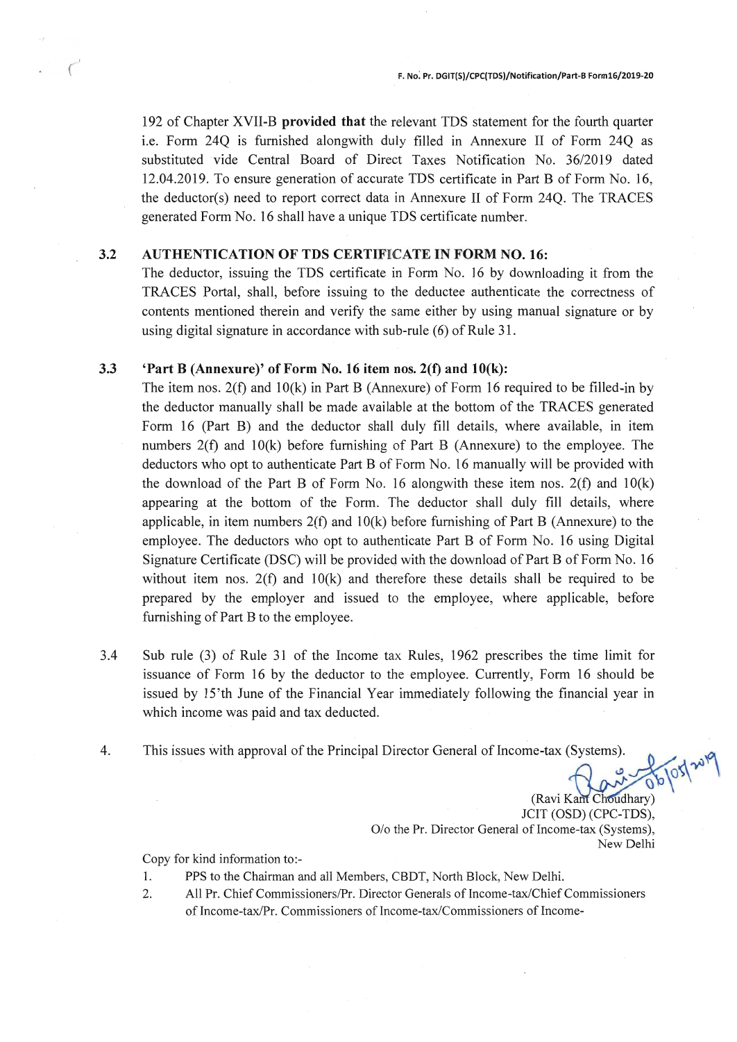192 of Chapter XVII-B **provided that** the relevant TDS statement for the fourth quarter i.e. Form 24Q is furnished alongwith duly filled in Annexure II of Form 24Q as substituted vide Central Board of Direct Taxes Notification No. 36/2019 dated 12.04.2019. To ensure generation of accurate TDS certificate in Part B of Form No. 16, the deductor(s) need to report correct data in Annexure II of Form 24Q. The TRACES generated Form No. 16 shall have a unique TDS certificate number.

**3.2 AUTHENTICATION OF TDS CERTIFICATE IN FORM NO. 16:**

The deductor, issuing the TDS certificate in Form No. 16 by downloading it from the TRACES Portal, shall, before issuing to the deductee authenticate the correctness of contents mentioned therein and verify the same either by using manual signature or by using digital signature in accordance with sub-rule (6) of Rule 31.

**3.3 'Part B (Annexure)' of Form No. 16 item nos. 2(f) and 10(k):**

The item nos. 2(f) and 10(k) in Part B (Annexure) of Form 16 required to be filled-in by the deductor manually shall be made available at the bottom of the TRACES generated Form 16 (Part B) and the deductor shall duly fill details, where available, in item numbers 2(f) and 10(k) before furnishing of Part B (Annexure) to the employee. The deductors who opt to authenticate Part B of Form No. 16 manually will be provided with the download of the Part B of Form No. 16 alongwith these item nos. 2(f) and 10(k) appearing at the bottom of the Form. The deductor shall duly fill details, where applicable, in item numbers 2(f) and 10(k) before furnishing of Part B (Annexure) to the employee. The deductors who opt to authenticate Part B of Form No. 16 using Digital Signature Certificate (DSC) will be provided with the download of Part B of Form No. 16 without item nos. 2(f) and 10(k) and therefore these details shall be required to be prepared by the employer and issued to the employee, where applicable, before furnishing of Part B to the employee.

3.4 Sub rule (3) of Rule 31 of the Income tax Rules, 1962 prescribes the time limit for issuance of Form 16 by the deductor to the employee. Currently, Form 16 should be issued by 15'th June of the Financial Year immediately following the financial year in which income was paid and tax deducted.

4. This issues with approval of the Principal Director General of Income-tax (Systems).

06/05/2019

(Ravi Kant Choudhary)
JCIT (OSD) (CPC-TDS),
O/o the Pr. Director General of Income-tax (Systems),
New Delhi

Copy for kind information to:-

1. PPS to the Chairman and all Members, CBDT, North Block, New Delhi.
2. All Pr. Chief Commissioners/Pr. Director Generals of Income-tax/Chief Commissioners of Income-tax/Pr. Commissioners of Income-tax/Commissioners of Income-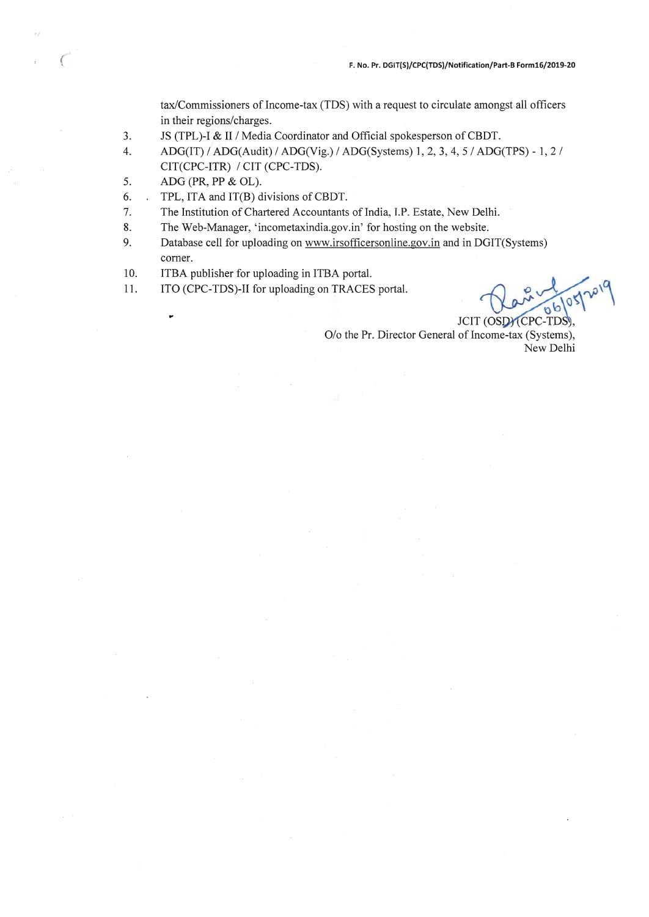tax/Commissioners of Income-tax (TDS) with a request to circulate amongst all officers in their regions/charges.

3. JS (TPL)-I & II / Media Coordinator and Official spokesperson of CBDT.
4. ADG(IT) / ADG(Audit) / ADG(Vig.) / ADG(Systems) 1, 2, 3, 4, 5 / ADG(TPS) - 1, 2 / CIT(CPC-ITR) / CIT (CPC-TDS).
5. ADG (PR, PP & OL).
6. TPL, ITA and IT(B) divisions of CBDT.
7. The Institution of Chartered Accountants of India, I.P. Estate, New Delhi.
8. The Web-Manager, 'incometaxindia.gov.in' for hosting on the website.
9. Database cell for uploading on www.irsofficersonline.gov.in and in DGIT(Systems) corner.
10. ITBA publisher for uploading in ITBA portal.
11. ITO (CPC-TDS)-II for uploading on TRACES portal.

06/05/2019

JCIT (OSD) (CPC-TDS),
O/o the Pr. Director General of Income-tax (Systems),
New Delhi